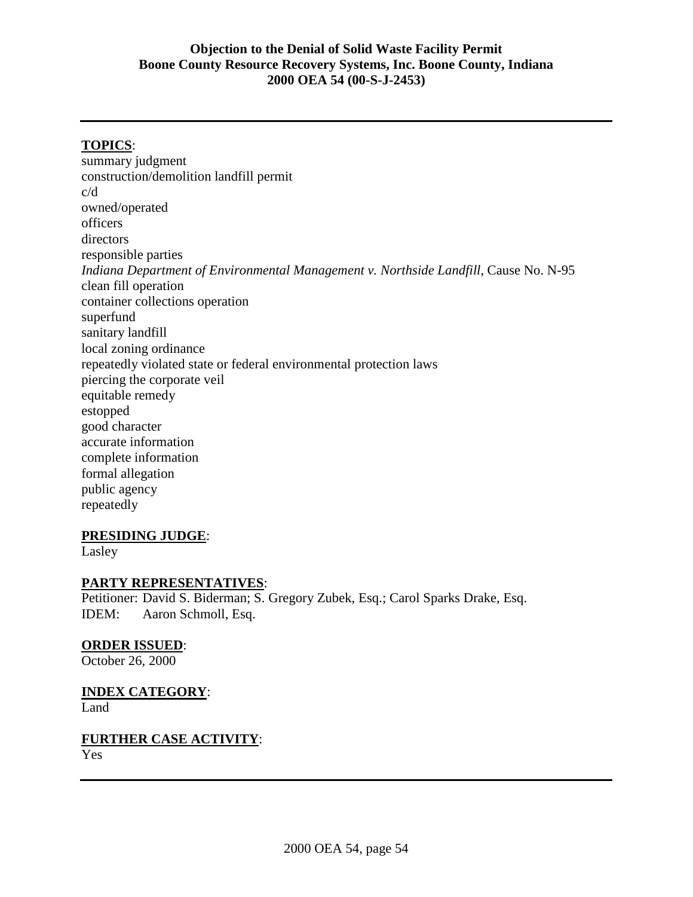**Objection to the Denial of Solid Waste Facility Permit**
**Boone County Resource Recovery Systems, Inc. Boone County, Indiana**
**2000 OEA 54 (00-S-J-2453)**

---

**TOPICS**:

summary judgment
construction/demolition landfill permit
c/d
owned/operated
officers
directors
responsible parties
*Indiana Department of Environmental Management v. Northside Landfill*, Cause No. N-95
clean fill operation
container collections operation
superfund
sanitary landfill
local zoning ordinance
repeatedly violated state or federal environmental protection laws
piercing the corporate veil
equitable remedy
estopped
good character
accurate information
complete information
formal allegation
public agency
repeatedly

**PRESIDING JUDGE**:

Lasley

**PARTY REPRESENTATIVES**:

Petitioner: David S. Biderman; S. Gregory Zubek, Esq.; Carol Sparks Drake, Esq.
IDEM: Aaron Schmoll, Esq.

**ORDER ISSUED**:

October 26, 2000

**INDEX CATEGORY**:

Land

**FURTHER CASE ACTIVITY**:

Yes

---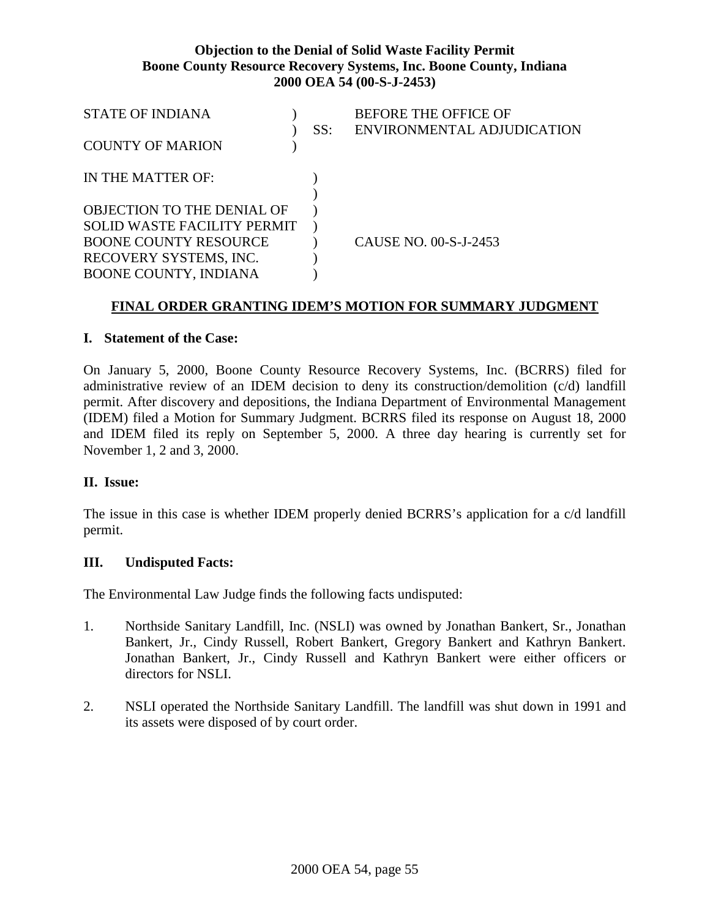**Objection to the Denial of Solid Waste Facility Permit**
**Boone County Resource Recovery Systems, Inc. Boone County, Indiana**
**2000 OEA 54 (00-S-J-2453)**

STATE OF INDIANA ) BEFORE THE OFFICE OF
) SS: ENVIRONMENTAL ADJUDICATION
COUNTY OF MARION )

IN THE MATTER OF: )
)
OBJECTION TO THE DENIAL OF )
SOLID WASTE FACILITY PERMIT )
BOONE COUNTY RESOURCE ) CAUSE NO. 00-S-J-2453
RECOVERY SYSTEMS, INC. )
BOONE COUNTY, INDIANA )

## FINAL ORDER GRANTING IDEM'S MOTION FOR SUMMARY JUDGMENT

### I. Statement of the Case:

On January 5, 2000, Boone County Resource Recovery Systems, Inc. (BCRRS) filed for administrative review of an IDEM decision to deny its construction/demolition (c/d) landfill permit. After discovery and depositions, the Indiana Department of Environmental Management (IDEM) filed a Motion for Summary Judgment. BCRRS filed its response on August 18, 2000 and IDEM filed its reply on September 5, 2000. A three day hearing is currently set for November 1, 2 and 3, 2000.

### II. Issue:

The issue in this case is whether IDEM properly denied BCRRS's application for a c/d landfill permit.

### III. Undisputed Facts:

The Environmental Law Judge finds the following facts undisputed:

1. Northside Sanitary Landfill, Inc. (NSLI) was owned by Jonathan Bankert, Sr., Jonathan Bankert, Jr., Cindy Russell, Robert Bankert, Gregory Bankert and Kathryn Bankert. Jonathan Bankert, Jr., Cindy Russell and Kathryn Bankert were either officers or directors for NSLI.

2. NSLI operated the Northside Sanitary Landfill. The landfill was shut down in 1991 and its assets were disposed of by court order.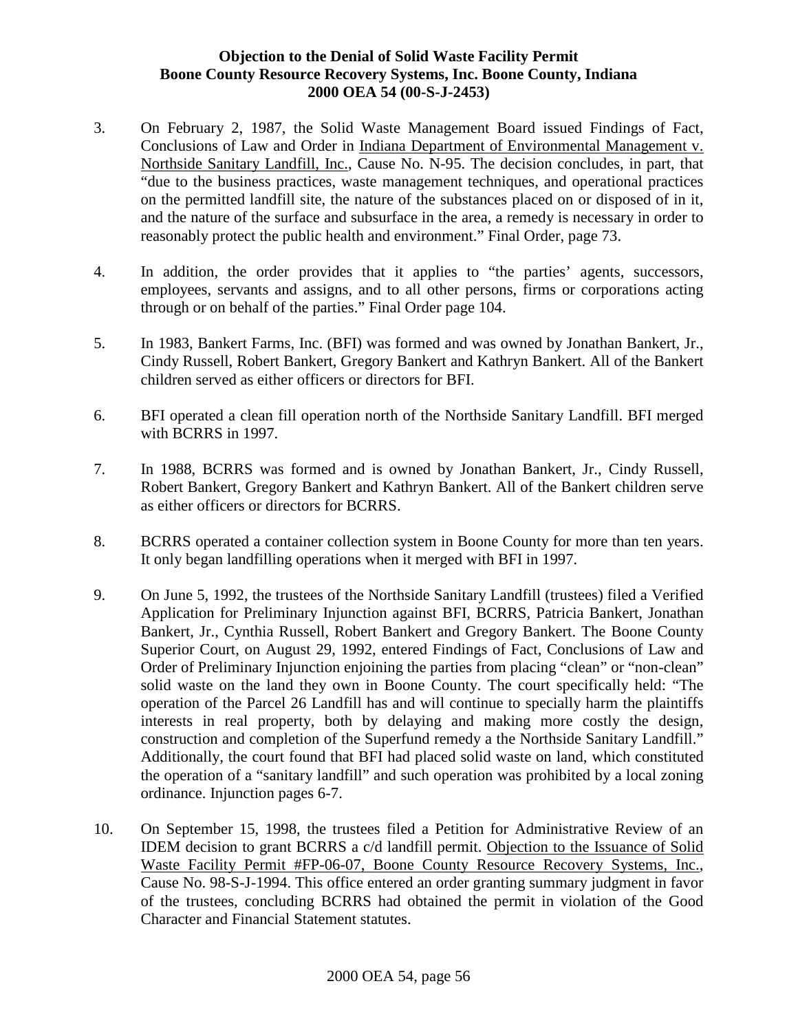3. On February 2, 1987, the Solid Waste Management Board issued Findings of Fact, Conclusions of Law and Order in Indiana Department of Environmental Management v. Northside Sanitary Landfill, Inc., Cause No. N-95. The decision concludes, in part, that "due to the business practices, waste management techniques, and operational practices on the permitted landfill site, the nature of the substances placed on or disposed of in it, and the nature of the surface and subsurface in the area, a remedy is necessary in order to reasonably protect the public health and environment." Final Order, page 73.

4. In addition, the order provides that it applies to "the parties' agents, successors, employees, servants and assigns, and to all other persons, firms or corporations acting through or on behalf of the parties." Final Order page 104.

5. In 1983, Bankert Farms, Inc. (BFI) was formed and was owned by Jonathan Bankert, Jr., Cindy Russell, Robert Bankert, Gregory Bankert and Kathryn Bankert. All of the Bankert children served as either officers or directors for BFI.

6. BFI operated a clean fill operation north of the Northside Sanitary Landfill. BFI merged with BCRRS in 1997.

7. In 1988, BCRRS was formed and is owned by Jonathan Bankert, Jr., Cindy Russell, Robert Bankert, Gregory Bankert and Kathryn Bankert. All of the Bankert children serve as either officers or directors for BCRRS.

8. BCRRS operated a container collection system in Boone County for more than ten years. It only began landfilling operations when it merged with BFI in 1997.

9. On June 5, 1992, the trustees of the Northside Sanitary Landfill (trustees) filed a Verified Application for Preliminary Injunction against BFI, BCRRS, Patricia Bankert, Jonathan Bankert, Jr., Cynthia Russell, Robert Bankert and Gregory Bankert. The Boone County Superior Court, on August 29, 1992, entered Findings of Fact, Conclusions of Law and Order of Preliminary Injunction enjoining the parties from placing "clean" or "non-clean" solid waste on the land they own in Boone County. The court specifically held: "The operation of the Parcel 26 Landfill has and will continue to specially harm the plaintiffs interests in real property, both by delaying and making more costly the design, construction and completion of the Superfund remedy a the Northside Sanitary Landfill." Additionally, the court found that BFI had placed solid waste on land, which constituted the operation of a "sanitary landfill" and such operation was prohibited by a local zoning ordinance. Injunction pages 6-7.

10. On September 15, 1998, the trustees filed a Petition for Administrative Review of an IDEM decision to grant BCRRS a c/d landfill permit. Objection to the Issuance of Solid Waste Facility Permit #FP-06-07, Boone County Resource Recovery Systems, Inc., Cause No. 98-S-J-1994. This office entered an order granting summary judgment in favor of the trustees, concluding BCRRS had obtained the permit in violation of the Good Character and Financial Statement statutes.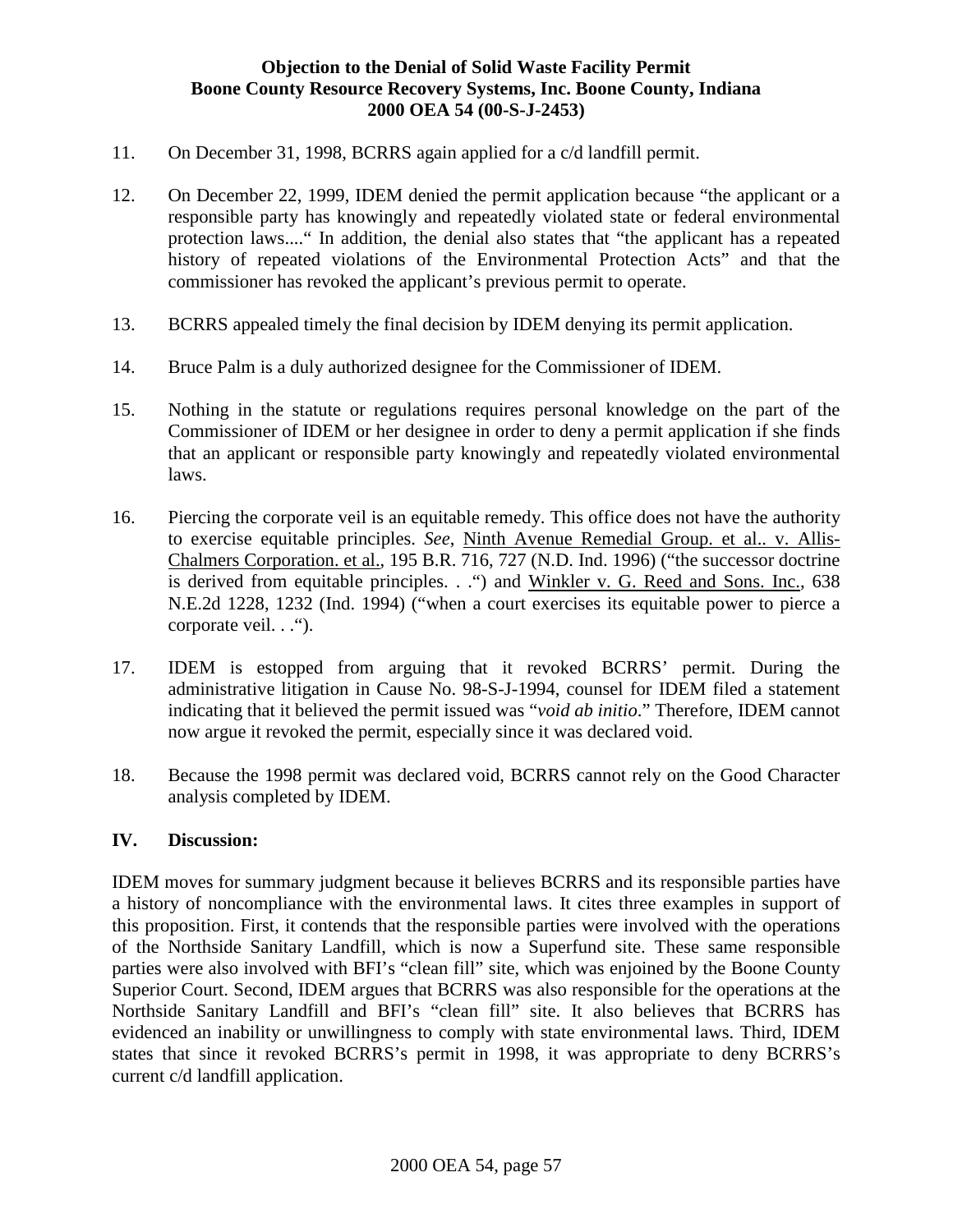11. On December 31, 1998, BCRRS again applied for a c/d landfill permit.

12. On December 22, 1999, IDEM denied the permit application because "the applicant or a responsible party has knowingly and repeatedly violated state or federal environmental protection laws...." In addition, the denial also states that "the applicant has a repeated history of repeated violations of the Environmental Protection Acts" and that the commissioner has revoked the applicant's previous permit to operate.

13. BCRRS appealed timely the final decision by IDEM denying its permit application.

14. Bruce Palm is a duly authorized designee for the Commissioner of IDEM.

15. Nothing in the statute or regulations requires personal knowledge on the part of the Commissioner of IDEM or her designee in order to deny a permit application if she finds that an applicant or responsible party knowingly and repeatedly violated environmental laws.

16. Piercing the corporate veil is an equitable remedy. This office does not have the authority to exercise equitable principles. *See*, Ninth Avenue Remedial Group. et al.. v. Allis-Chalmers Corporation. et al., 195 B.R. 716, 727 (N.D. Ind. 1996) ("the successor doctrine is derived from equitable principles. . .") and Winkler v. G. Reed and Sons. Inc., 638 N.E.2d 1228, 1232 (Ind. 1994) ("when a court exercises its equitable power to pierce a corporate veil. . .").

17. IDEM is estopped from arguing that it revoked BCRRS' permit. During the administrative litigation in Cause No. 98-S-J-1994, counsel for IDEM filed a statement indicating that it believed the permit issued was "*void ab initio*." Therefore, IDEM cannot now argue it revoked the permit, especially since it was declared void.

18. Because the 1998 permit was declared void, BCRRS cannot rely on the Good Character analysis completed by IDEM.

## IV. Discussion:

IDEM moves for summary judgment because it believes BCRRS and its responsible parties have a history of noncompliance with the environmental laws. It cites three examples in support of this proposition. First, it contends that the responsible parties were involved with the operations of the Northside Sanitary Landfill, which is now a Superfund site. These same responsible parties were also involved with BFI's "clean fill" site, which was enjoined by the Boone County Superior Court. Second, IDEM argues that BCRRS was also responsible for the operations at the Northside Sanitary Landfill and BFI's "clean fill" site. It also believes that BCRRS has evidenced an inability or unwillingness to comply with state environmental laws. Third, IDEM states that since it revoked BCRRS's permit in 1998, it was appropriate to deny BCRRS's current c/d landfill application.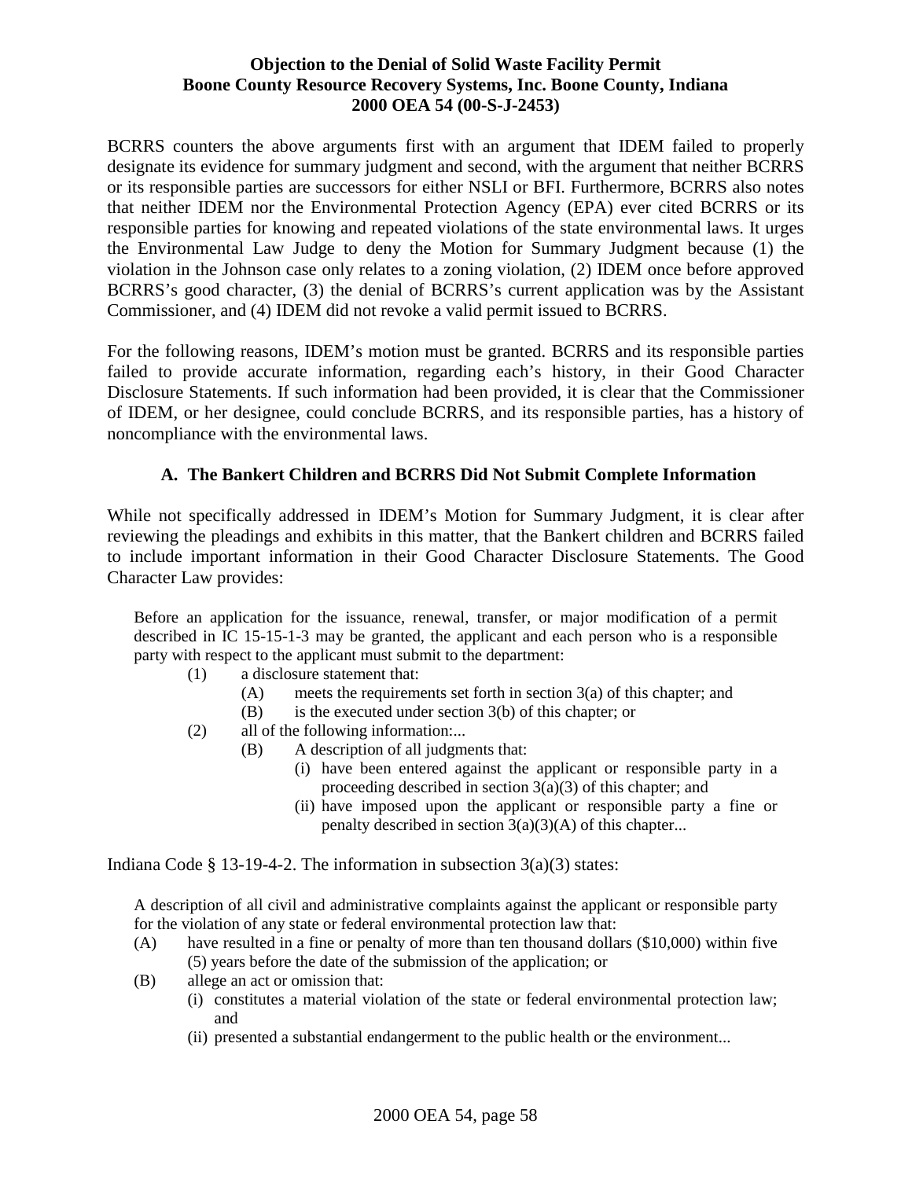BCRRS counters the above arguments first with an argument that IDEM failed to properly designate its evidence for summary judgment and second, with the argument that neither BCRRS or its responsible parties are successors for either NSLI or BFI. Furthermore, BCRRS also notes that neither IDEM nor the Environmental Protection Agency (EPA) ever cited BCRRS or its responsible parties for knowing and repeated violations of the state environmental laws. It urges the Environmental Law Judge to deny the Motion for Summary Judgment because (1) the violation in the Johnson case only relates to a zoning violation, (2) IDEM once before approved BCRRS's good character, (3) the denial of BCRRS's current application was by the Assistant Commissioner, and (4) IDEM did not revoke a valid permit issued to BCRRS.

For the following reasons, IDEM's motion must be granted. BCRRS and its responsible parties failed to provide accurate information, regarding each's history, in their Good Character Disclosure Statements. If such information had been provided, it is clear that the Commissioner of IDEM, or her designee, could conclude BCRRS, and its responsible parties, has a history of noncompliance with the environmental laws.

### A. The Bankert Children and BCRRS Did Not Submit Complete Information

While not specifically addressed in IDEM's Motion for Summary Judgment, it is clear after reviewing the pleadings and exhibits in this matter, that the Bankert children and BCRRS failed to include important information in their Good Character Disclosure Statements. The Good Character Law provides:

> Before an application for the issuance, renewal, transfer, or major modification of a permit described in IC 15-15-1-3 may be granted, the applicant and each person who is a responsible party with respect to the applicant must submit to the department:
>
> (1) a disclosure statement that:
> - (A) meets the requirements set forth in section 3(a) of this chapter; and
> - (B) is the executed under section 3(b) of this chapter; or
>
> (2) all of the following information:...
> - (B) A description of all judgments that:
>   - (i) have been entered against the applicant or responsible party in a proceeding described in section 3(a)(3) of this chapter; and
>   - (ii) have imposed upon the applicant or responsible party a fine or penalty described in section 3(a)(3)(A) of this chapter...

Indiana Code § 13-19-4-2. The information in subsection 3(a)(3) states:

> A description of all civil and administrative complaints against the applicant or responsible party for the violation of any state or federal environmental protection law that:
>
> - (A) have resulted in a fine or penalty of more than ten thousand dollars ($10,000) within five (5) years before the date of the submission of the application; or
> - (B) allege an act or omission that:
>   - (i) constitutes a material violation of the state or federal environmental protection law; and
>   - (ii) presented a substantial endangerment to the public health or the environment...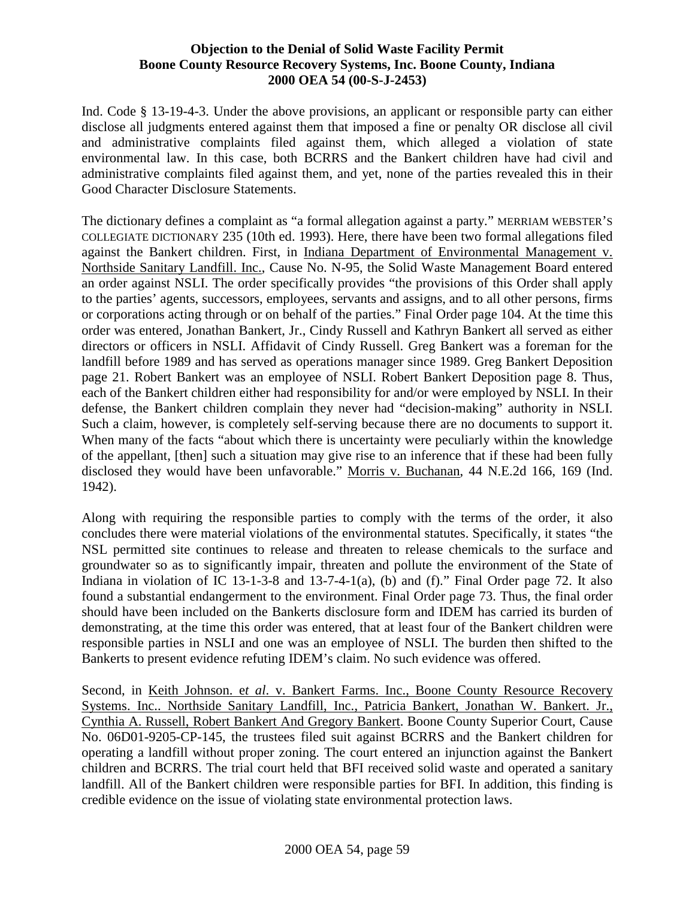Ind. Code § 13-19-4-3. Under the above provisions, an applicant or responsible party can either disclose all judgments entered against them that imposed a fine or penalty OR disclose all civil and administrative complaints filed against them, which alleged a violation of state environmental law. In this case, both BCRRS and the Bankert children have had civil and administrative complaints filed against them, and yet, none of the parties revealed this in their Good Character Disclosure Statements.

The dictionary defines a complaint as "a formal allegation against a party." MERRIAM WEBSTER'S COLLEGIATE DICTIONARY 235 (10th ed. 1993). Here, there have been two formal allegations filed against the Bankert children. First, in Indiana Department of Environmental Management v. Northside Sanitary Landfill. Inc., Cause No. N-95, the Solid Waste Management Board entered an order against NSLI. The order specifically provides "the provisions of this Order shall apply to the parties' agents, successors, employees, servants and assigns, and to all other persons, firms or corporations acting through or on behalf of the parties." Final Order page 104. At the time this order was entered, Jonathan Bankert, Jr., Cindy Russell and Kathryn Bankert all served as either directors or officers in NSLI. Affidavit of Cindy Russell. Greg Bankert was a foreman for the landfill before 1989 and has served as operations manager since 1989. Greg Bankert Deposition page 21. Robert Bankert was an employee of NSLI. Robert Bankert Deposition page 8. Thus, each of the Bankert children either had responsibility for and/or were employed by NSLI. In their defense, the Bankert children complain they never had "decision-making" authority in NSLI. Such a claim, however, is completely self-serving because there are no documents to support it. When many of the facts "about which there is uncertainty were peculiarly within the knowledge of the appellant, [then] such a situation may give rise to an inference that if these had been fully disclosed they would have been unfavorable." Morris v. Buchanan, 44 N.E.2d 166, 169 (Ind. 1942).

Along with requiring the responsible parties to comply with the terms of the order, it also concludes there were material violations of the environmental statutes. Specifically, it states "the NSL permitted site continues to release and threaten to release chemicals to the surface and groundwater so as to significantly impair, threaten and pollute the environment of the State of Indiana in violation of IC 13-1-3-8 and 13-7-4-1(a), (b) and (f)." Final Order page 72. It also found a substantial endangerment to the environment. Final Order page 73. Thus, the final order should have been included on the Bankerts disclosure form and IDEM has carried its burden of demonstrating, at the time this order was entered, that at least four of the Bankert children were responsible parties in NSLI and one was an employee of NSLI. The burden then shifted to the Bankerts to present evidence refuting IDEM's claim. No such evidence was offered.

Second, in Keith Johnson. e*t al*. v. Bankert Farms. Inc., Boone County Resource Recovery Systems. Inc.. Northside Sanitary Landfill, Inc., Patricia Bankert, Jonathan W. Bankert. Jr., Cynthia A. Russell, Robert Bankert And Gregory Bankert. Boone County Superior Court, Cause No. 06D01-9205-CP-145, the trustees filed suit against BCRRS and the Bankert children for operating a landfill without proper zoning. The court entered an injunction against the Bankert children and BCRRS. The trial court held that BFI received solid waste and operated a sanitary landfill. All of the Bankert children were responsible parties for BFI. In addition, this finding is credible evidence on the issue of violating state environmental protection laws.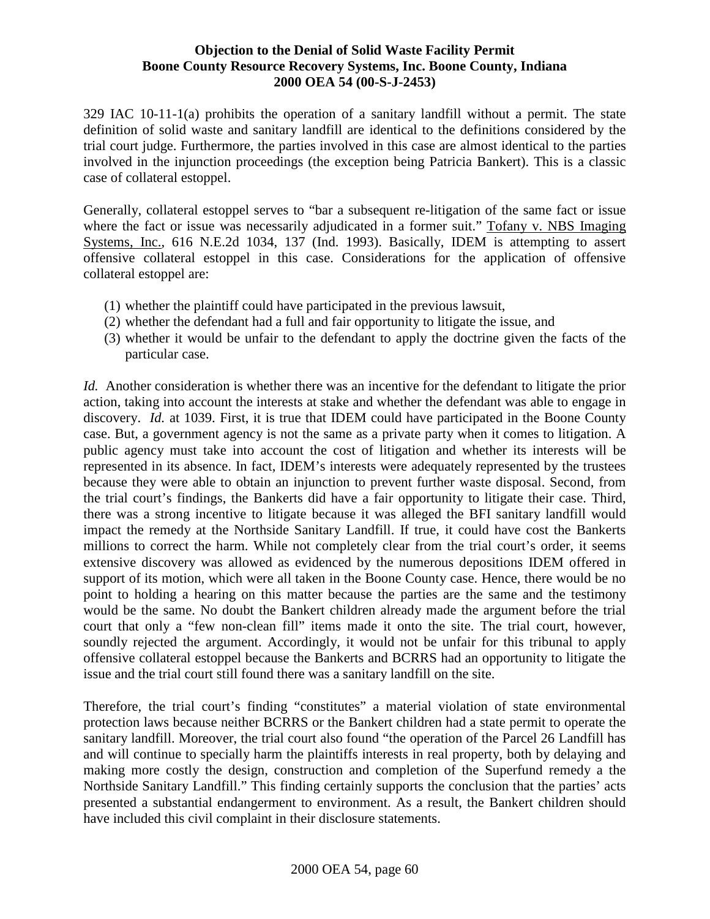329 IAC 10-11-1(a) prohibits the operation of a sanitary landfill without a permit. The state definition of solid waste and sanitary landfill are identical to the definitions considered by the trial court judge. Furthermore, the parties involved in this case are almost identical to the parties involved in the injunction proceedings (the exception being Patricia Bankert). This is a classic case of collateral estoppel.

Generally, collateral estoppel serves to "bar a subsequent re-litigation of the same fact or issue where the fact or issue was necessarily adjudicated in a former suit." Tofany v. NBS Imaging Systems, Inc., 616 N.E.2d 1034, 137 (Ind. 1993). Basically, IDEM is attempting to assert offensive collateral estoppel in this case. Considerations for the application of offensive collateral estoppel are:

(1) whether the plaintiff could have participated in the previous lawsuit,
(2) whether the defendant had a full and fair opportunity to litigate the issue, and
(3) whether it would be unfair to the defendant to apply the doctrine given the facts of the particular case.

*Id.* Another consideration is whether there was an incentive for the defendant to litigate the prior action, taking into account the interests at stake and whether the defendant was able to engage in discovery. *Id.* at 1039. First, it is true that IDEM could have participated in the Boone County case. But, a government agency is not the same as a private party when it comes to litigation. A public agency must take into account the cost of litigation and whether its interests will be represented in its absence. In fact, IDEM's interests were adequately represented by the trustees because they were able to obtain an injunction to prevent further waste disposal. Second, from the trial court's findings, the Bankerts did have a fair opportunity to litigate their case. Third, there was a strong incentive to litigate because it was alleged the BFI sanitary landfill would impact the remedy at the Northside Sanitary Landfill. If true, it could have cost the Bankerts millions to correct the harm. While not completely clear from the trial court's order, it seems extensive discovery was allowed as evidenced by the numerous depositions IDEM offered in support of its motion, which were all taken in the Boone County case. Hence, there would be no point to holding a hearing on this matter because the parties are the same and the testimony would be the same. No doubt the Bankert children already made the argument before the trial court that only a "few non-clean fill" items made it onto the site. The trial court, however, soundly rejected the argument. Accordingly, it would not be unfair for this tribunal to apply offensive collateral estoppel because the Bankerts and BCRRS had an opportunity to litigate the issue and the trial court still found there was a sanitary landfill on the site.

Therefore, the trial court's finding "constitutes" a material violation of state environmental protection laws because neither BCRRS or the Bankert children had a state permit to operate the sanitary landfill. Moreover, the trial court also found "the operation of the Parcel 26 Landfill has and will continue to specially harm the plaintiffs interests in real property, both by delaying and making more costly the design, construction and completion of the Superfund remedy a the Northside Sanitary Landfill." This finding certainly supports the conclusion that the parties' acts presented a substantial endangerment to environment. As a result, the Bankert children should have included this civil complaint in their disclosure statements.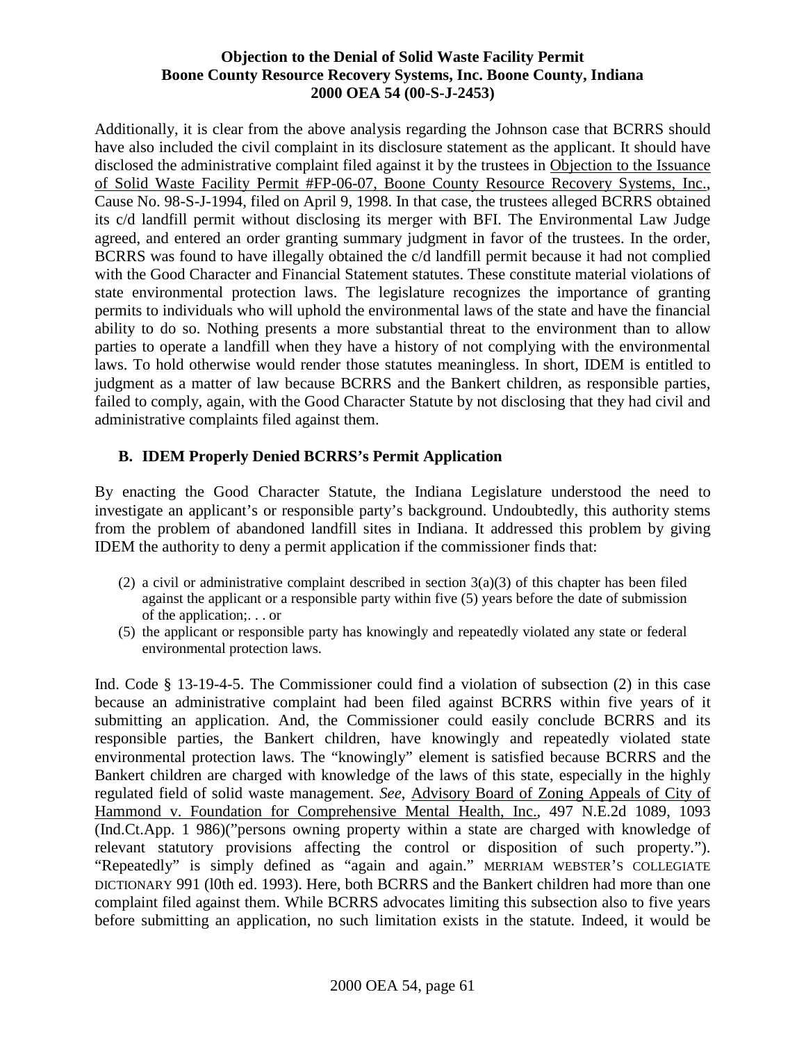Additionally, it is clear from the above analysis regarding the Johnson case that BCRRS should have also included the civil complaint in its disclosure statement as the applicant. It should have disclosed the administrative complaint filed against it by the trustees in Objection to the Issuance of Solid Waste Facility Permit #FP-06-07, Boone County Resource Recovery Systems, Inc., Cause No. 98-S-J-1994, filed on April 9, 1998. In that case, the trustees alleged BCRRS obtained its c/d landfill permit without disclosing its merger with BFI. The Environmental Law Judge agreed, and entered an order granting summary judgment in favor of the trustees. In the order, BCRRS was found to have illegally obtained the c/d landfill permit because it had not complied with the Good Character and Financial Statement statutes. These constitute material violations of state environmental protection laws. The legislature recognizes the importance of granting permits to individuals who will uphold the environmental laws of the state and have the financial ability to do so. Nothing presents a more substantial threat to the environment than to allow parties to operate a landfill when they have a history of not complying with the environmental laws. To hold otherwise would render those statutes meaningless. In short, IDEM is entitled to judgment as a matter of law because BCRRS and the Bankert children, as responsible parties, failed to comply, again, with the Good Character Statute by not disclosing that they had civil and administrative complaints filed against them.

### B. IDEM Properly Denied BCRRS's Permit Application

By enacting the Good Character Statute, the Indiana Legislature understood the need to investigate an applicant's or responsible party's background. Undoubtedly, this authority stems from the problem of abandoned landfill sites in Indiana. It addressed this problem by giving IDEM the authority to deny a permit application if the commissioner finds that:

> (2) a civil or administrative complaint described in section 3(a)(3) of this chapter has been filed against the applicant or a responsible party within five (5) years before the date of submission of the application;. . . or
>
> (5) the applicant or responsible party has knowingly and repeatedly violated any state or federal environmental protection laws.

Ind. Code § 13-19-4-5. The Commissioner could find a violation of subsection (2) in this case because an administrative complaint had been filed against BCRRS within five years of it submitting an application. And, the Commissioner could easily conclude BCRRS and its responsible parties, the Bankert children, have knowingly and repeatedly violated state environmental protection laws. The "knowingly" element is satisfied because BCRRS and the Bankert children are charged with knowledge of the laws of this state, especially in the highly regulated field of solid waste management. *See*, Advisory Board of Zoning Appeals of City of Hammond v. Foundation for Comprehensive Mental Health, Inc., 497 N.E.2d 1089, 1093 (Ind.Ct.App. 1 986)("persons owning property within a state are charged with knowledge of relevant statutory provisions affecting the control or disposition of such property."). "Repeatedly" is simply defined as "again and again." MERRIAM WEBSTER'S COLLEGIATE DICTIONARY 991 (l0th ed. 1993). Here, both BCRRS and the Bankert children had more than one complaint filed against them. While BCRRS advocates limiting this subsection also to five years before submitting an application, no such limitation exists in the statute. Indeed, it would be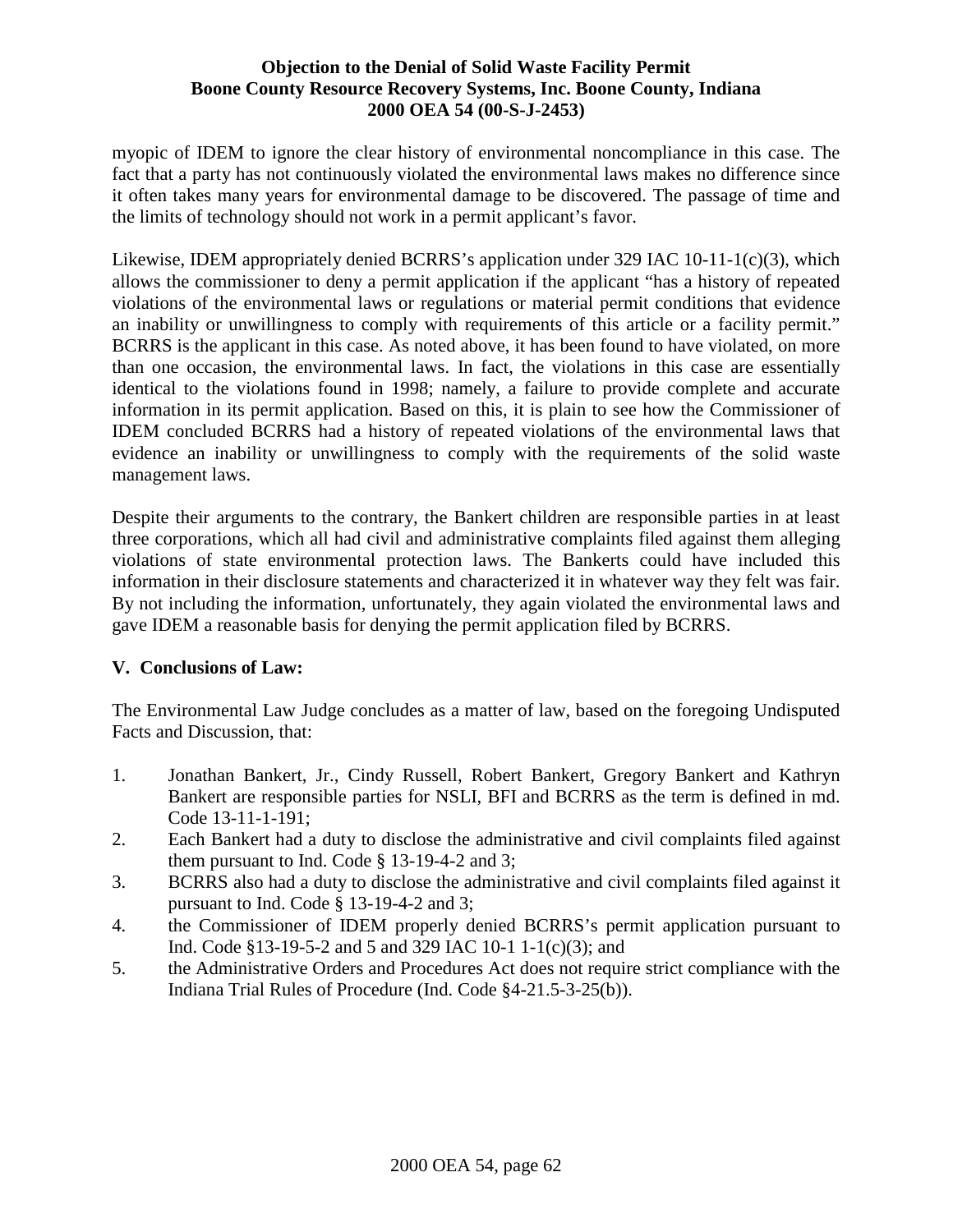myopic of IDEM to ignore the clear history of environmental noncompliance in this case. The fact that a party has not continuously violated the environmental laws makes no difference since it often takes many years for environmental damage to be discovered. The passage of time and the limits of technology should not work in a permit applicant's favor.

Likewise, IDEM appropriately denied BCRRS's application under 329 IAC 10-11-1(c)(3), which allows the commissioner to deny a permit application if the applicant "has a history of repeated violations of the environmental laws or regulations or material permit conditions that evidence an inability or unwillingness to comply with requirements of this article or a facility permit." BCRRS is the applicant in this case. As noted above, it has been found to have violated, on more than one occasion, the environmental laws. In fact, the violations in this case are essentially identical to the violations found in 1998; namely, a failure to provide complete and accurate information in its permit application. Based on this, it is plain to see how the Commissioner of IDEM concluded BCRRS had a history of repeated violations of the environmental laws that evidence an inability or unwillingness to comply with the requirements of the solid waste management laws.

Despite their arguments to the contrary, the Bankert children are responsible parties in at least three corporations, which all had civil and administrative complaints filed against them alleging violations of state environmental protection laws. The Bankerts could have included this information in their disclosure statements and characterized it in whatever way they felt was fair. By not including the information, unfortunately, they again violated the environmental laws and gave IDEM a reasonable basis for denying the permit application filed by BCRRS.

## V. Conclusions of Law:

The Environmental Law Judge concludes as a matter of law, based on the foregoing Undisputed Facts and Discussion, that:

1. Jonathan Bankert, Jr., Cindy Russell, Robert Bankert, Gregory Bankert and Kathryn Bankert are responsible parties for NSLI, BFI and BCRRS as the term is defined in md. Code 13-11-1-191;
2. Each Bankert had a duty to disclose the administrative and civil complaints filed against them pursuant to Ind. Code § 13-19-4-2 and 3;
3. BCRRS also had a duty to disclose the administrative and civil complaints filed against it pursuant to Ind. Code § 13-19-4-2 and 3;
4. the Commissioner of IDEM properly denied BCRRS's permit application pursuant to Ind. Code §13-19-5-2 and 5 and 329 IAC 10-1 1-1(c)(3); and
5. the Administrative Orders and Procedures Act does not require strict compliance with the Indiana Trial Rules of Procedure (Ind. Code §4-21.5-3-25(b)).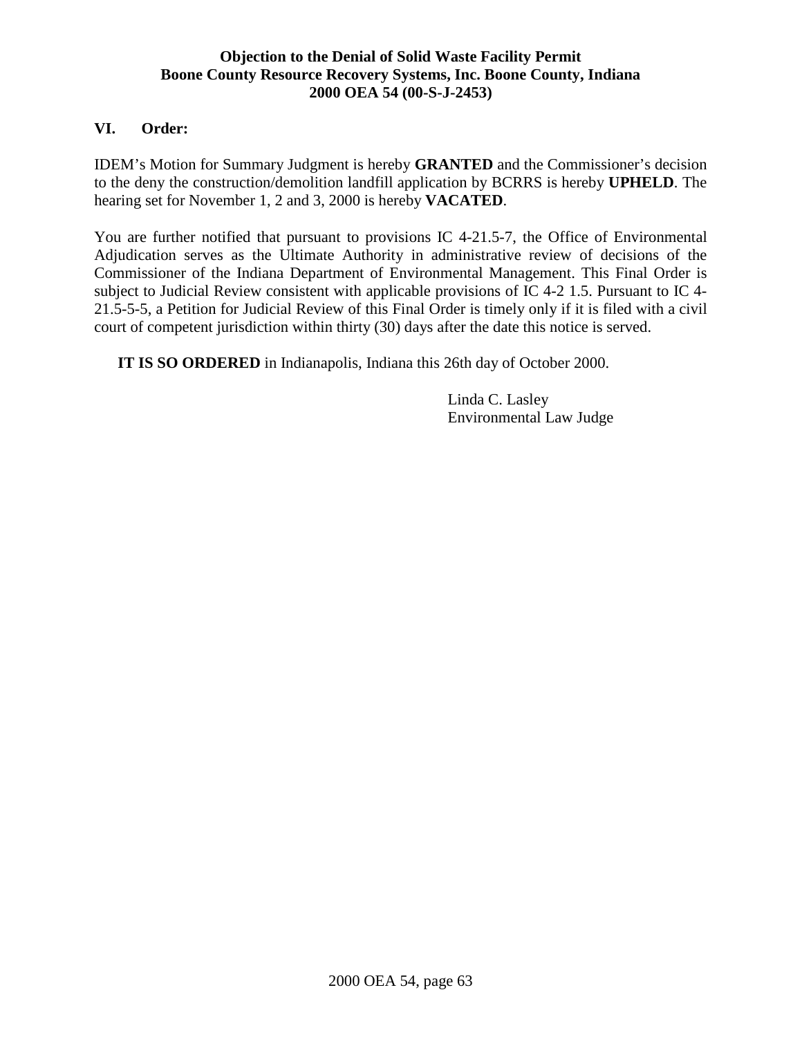## VI. Order:

IDEM's Motion for Summary Judgment is hereby **GRANTED** and the Commissioner's decision to the deny the construction/demolition landfill application by BCRRS is hereby **UPHELD**. The hearing set for November 1, 2 and 3, 2000 is hereby **VACATED**.

You are further notified that pursuant to provisions IC 4-21.5-7, the Office of Environmental Adjudication serves as the Ultimate Authority in administrative review of decisions of the Commissioner of the Indiana Department of Environmental Management. This Final Order is subject to Judicial Review consistent with applicable provisions of IC 4-2 1.5. Pursuant to IC 4-21.5-5-5, a Petition for Judicial Review of this Final Order is timely only if it is filed with a civil court of competent jurisdiction within thirty (30) days after the date this notice is served.

**IT IS SO ORDERED** in Indianapolis, Indiana this 26th day of October 2000.

Linda C. Lasley
Environmental Law Judge